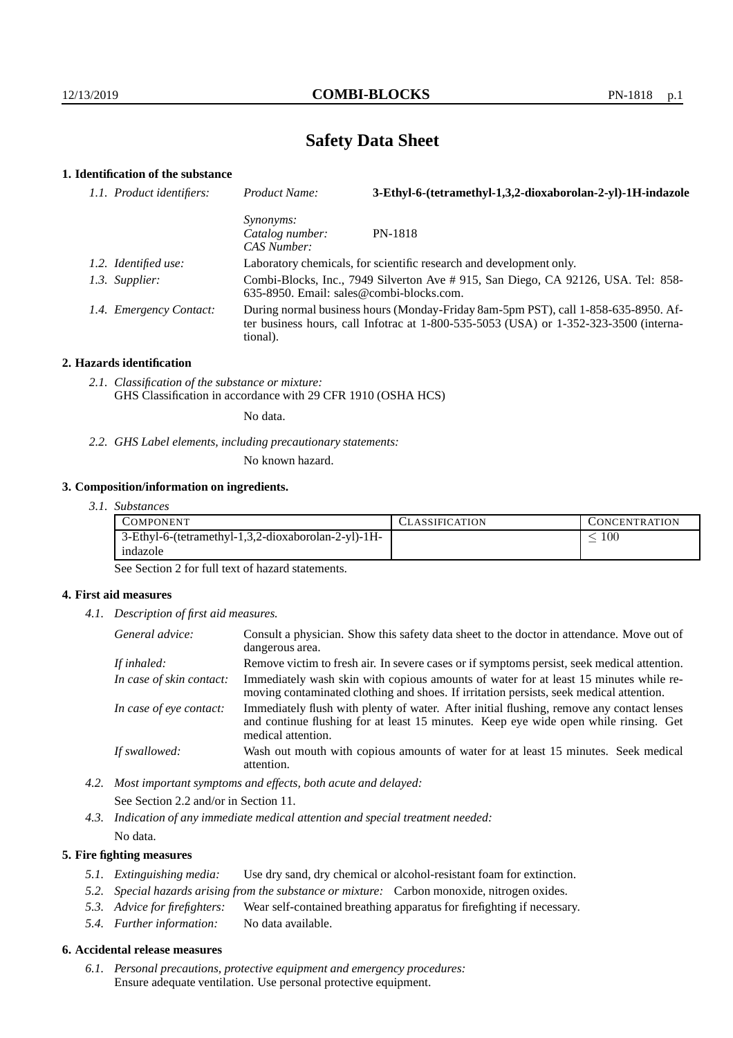# Safety Data Sheet

## 1. Identification of the substance

*1.1. Product identifiers:* *Product Name:* **3-Ethyl-6-(tetramethyl-1,3,2-dioxaborolan-2-yl)-1H-indazole**

*Synonyms:*
*Catalog number:* PN-1818
*CAS Number:*

*1.2. Identified use:* Laboratory chemicals, for scientific research and development only.

*1.3. Supplier:* Combi-Blocks, Inc., 7949 Silverton Ave # 915, San Diego, CA 92126, USA. Tel: 858-635-8950. Email: sales@combi-blocks.com.

*1.4. Emergency Contact:* During normal business hours (Monday-Friday 8am-5pm PST), call 1-858-635-8950. After business hours, call Infotrac at 1-800-535-5053 (USA) or 1-352-323-3500 (international).

## 2. Hazards identification

*2.1. Classification of the substance or mixture:*
GHS Classification in accordance with 29 CFR 1910 (OSHA HCS)

No data.

*2.2. GHS Label elements, including precautionary statements:*

No known hazard.

## 3. Composition/information on ingredients.

*3.1. Substances*

| Component | Classification | Concentration |
|---|---|---|
| 3-Ethyl-6-(tetramethyl-1,3,2-dioxaborolan-2-yl)-1H-indazole | | $\leq 100$ |

See Section 2 for full text of hazard statements.

## 4. First aid measures

*4.1. Description of first aid measures.*

*General advice:* Consult a physician. Show this safety data sheet to the doctor in attendance. Move out of dangerous area.

*If inhaled:* Remove victim to fresh air. In severe cases or if symptoms persist, seek medical attention.

*In case of skin contact:* Immediately wash skin with copious amounts of water for at least 15 minutes while removing contaminated clothing and shoes. If irritation persists, seek medical attention.

*In case of eye contact:* Immediately flush with plenty of water. After initial flushing, remove any contact lenses and continue flushing for at least 15 minutes. Keep eye wide open while rinsing. Get medical attention.

*If swallowed:* Wash out mouth with copious amounts of water for at least 15 minutes. Seek medical attention.

*4.2. Most important symptoms and effects, both acute and delayed:*

See Section 2.2 and/or in Section 11.

*4.3. Indication of any immediate medical attention and special treatment needed:*

No data.

## 5. Fire fighting measures

*5.1. Extinguishing media:* Use dry sand, dry chemical or alcohol-resistant foam for extinction.

*5.2. Special hazards arising from the substance or mixture:* Carbon monoxide, nitrogen oxides.

*5.3. Advice for firefighters:* Wear self-contained breathing apparatus for firefighting if necessary.

*5.4. Further information:* No data available.

## 6. Accidental release measures

*6.1. Personal precautions, protective equipment and emergency procedures:*
Ensure adequate ventilation. Use personal protective equipment.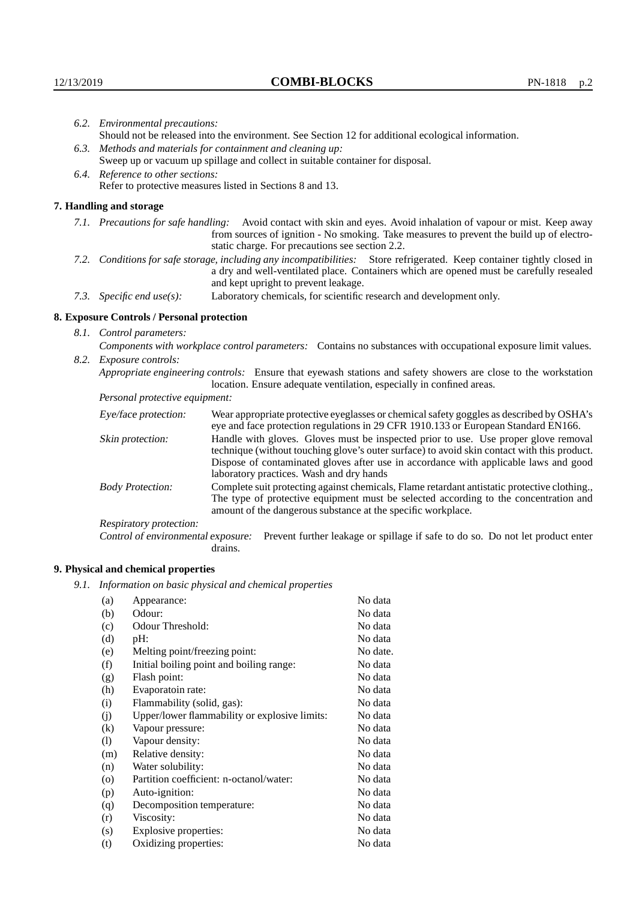*6.2. Environmental precautions:*
Should not be released into the environment. See Section 12 for additional ecological information.

*6.3. Methods and materials for containment and cleaning up:*
Sweep up or vacuum up spillage and collect in suitable container for disposal.

*6.4. Reference to other sections:*
Refer to protective measures listed in Sections 8 and 13.

## 7. Handling and storage

*7.1. Precautions for safe handling:* Avoid contact with skin and eyes. Avoid inhalation of vapour or mist. Keep away from sources of ignition - No smoking. Take measures to prevent the build up of electrostatic charge. For precautions see section 2.2.

*7.2. Conditions for safe storage, including any incompatibilities:* Store refrigerated. Keep container tightly closed in a dry and well-ventilated place. Containers which are opened must be carefully resealed and kept upright to prevent leakage.

*7.3. Specific end use(s):* Laboratory chemicals, for scientific research and development only.

## 8. Exposure Controls / Personal protection

*8.1. Control parameters:*
*Components with workplace control parameters:* Contains no substances with occupational exposure limit values.

*8.2. Exposure controls:*
*Appropriate engineering controls:* Ensure that eyewash stations and safety showers are close to the workstation location. Ensure adequate ventilation, especially in confined areas.

*Personal protective equipment:*

*Eye/face protection:* Wear appropriate protective eyeglasses or chemical safety goggles as described by OSHA's eye and face protection regulations in 29 CFR 1910.133 or European Standard EN166.

*Skin protection:* Handle with gloves. Gloves must be inspected prior to use. Use proper glove removal technique (without touching glove's outer surface) to avoid skin contact with this product. Dispose of contaminated gloves after use in accordance with applicable laws and good laboratory practices. Wash and dry hands

*Body Protection:* Complete suit protecting against chemicals, Flame retardant antistatic protective clothing., The type of protective equipment must be selected according to the concentration and amount of the dangerous substance at the specific workplace.

*Respiratory protection:*

*Control of environmental exposure:* Prevent further leakage or spillage if safe to do so. Do not let product enter drains.

## 9. Physical and chemical properties

*9.1. Information on basic physical and chemical properties*

| | | |
|---|---|---|
| (a) | Appearance: | No data |
| (b) | Odour: | No data |
| (c) | Odour Threshold: | No data |
| (d) | pH: | No data |
| (e) | Melting point/freezing point: | No date. |
| (f) | Initial boiling point and boiling range: | No data |
| (g) | Flash point: | No data |
| (h) | Evaporatoin rate: | No data |
| (i) | Flammability (solid, gas): | No data |
| (j) | Upper/lower flammability or explosive limits: | No data |
| (k) | Vapour pressure: | No data |
| (l) | Vapour density: | No data |
| (m) | Relative density: | No data |
| (n) | Water solubility: | No data |
| (o) | Partition coefficient: n-octanol/water: | No data |
| (p) | Auto-ignition: | No data |
| (q) | Decomposition temperature: | No data |
| (r) | Viscosity: | No data |
| (s) | Explosive properties: | No data |
| (t) | Oxidizing properties: | No data |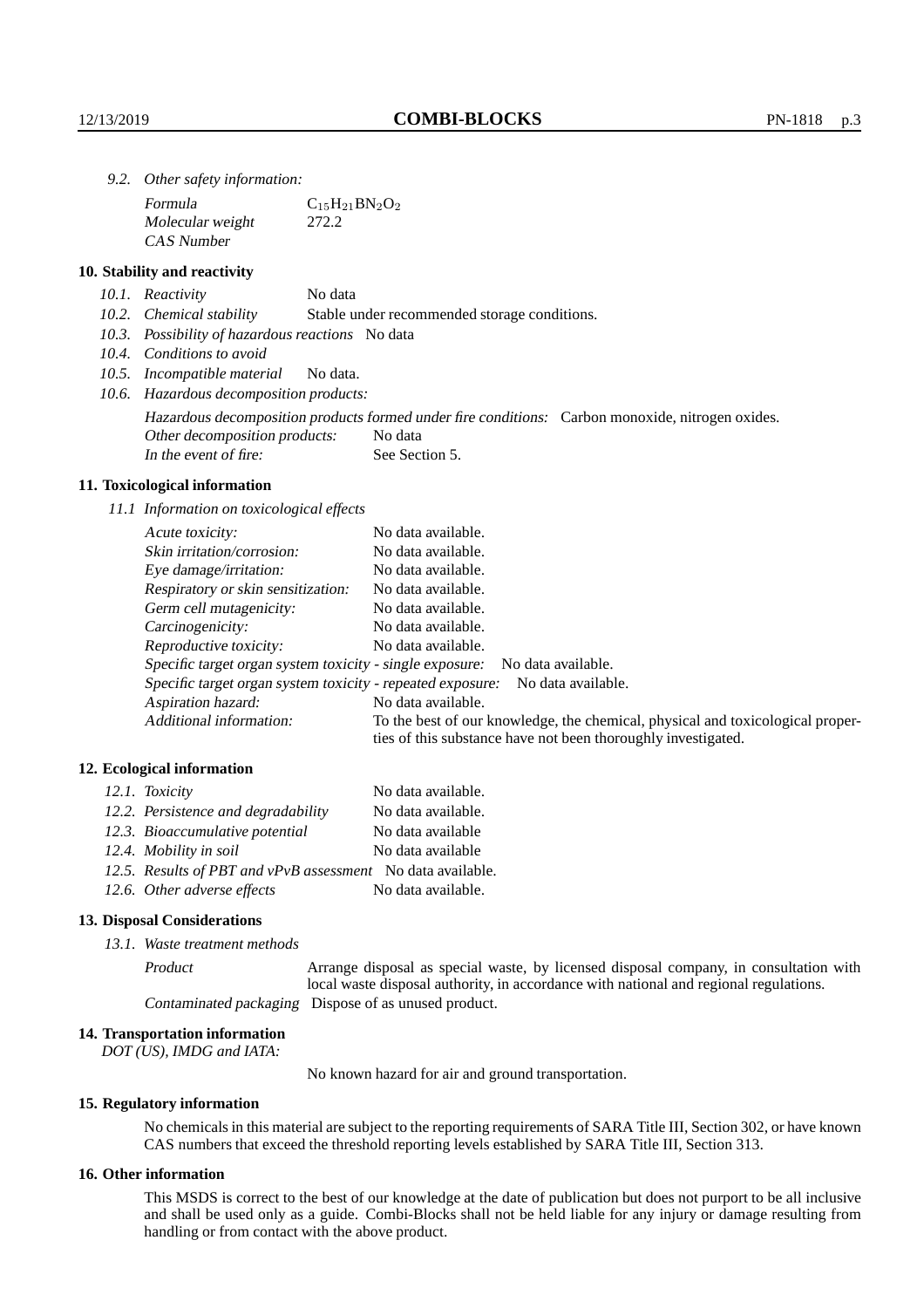*9.2. Other safety information:*

| | |
|---|---|
| *Formula* | $C_{15}H_{21}BN_2O_2$ |
| *Molecular weight* | 272.2 |
| *CAS Number* | |

## 10. Stability and reactivity

*10.1. Reactivity* No data

*10.2. Chemical stability* Stable under recommended storage conditions.

*10.3. Possibility of hazardous reactions* No data

*10.4. Conditions to avoid*

*10.5. Incompatible material* No data.

*10.6. Hazardous decomposition products:*

*Hazardous decomposition products formed under fire conditions:* Carbon monoxide, nitrogen oxides.

*Other decomposition products:* No data

*In the event of fire:* See Section 5.

## 11. Toxicological information

*11.1 Information on toxicological effects*

| | |
|---|---|
| *Acute toxicity:* | No data available. |
| *Skin irritation/corrosion:* | No data available. |
| *Eye damage/irritation:* | No data available. |
| *Respiratory or skin sensitization:* | No data available. |
| *Germ cell mutagenicity:* | No data available. |
| *Carcinogenicity:* | No data available. |
| *Reproductive toxicity:* | No data available. |
| *Specific target organ system toxicity - single exposure:* | No data available. |
| *Specific target organ system toxicity - repeated exposure:* | No data available. |
| *Aspiration hazard:* | No data available. |
| *Additional information:* | To the best of our knowledge, the chemical, physical and toxicological properties of this substance have not been thoroughly investigated. |

## 12. Ecological information

| | |
|---|---|
| *12.1. Toxicity* | No data available. |
| *12.2. Persistence and degradability* | No data available. |
| *12.3. Bioaccumulative potential* | No data available |
| *12.4. Mobility in soil* | No data available |
| *12.5. Results of PBT and vPvB assessment* | No data available. |
| *12.6. Other adverse effects* | No data available. |

## 13. Disposal Considerations

*13.1. Waste treatment methods*

*Product* Arrange disposal as special waste, by licensed disposal company, in consultation with local waste disposal authority, in accordance with national and regional regulations.

*Contaminated packaging* Dispose of as unused product.

## 14. Transportation information

*DOT (US), IMDG and IATA:*

No known hazard for air and ground transportation.

## 15. Regulatory information

No chemicals in this material are subject to the reporting requirements of SARA Title III, Section 302, or have known CAS numbers that exceed the threshold reporting levels established by SARA Title III, Section 313.

## 16. Other information

This MSDS is correct to the best of our knowledge at the date of publication but does not purport to be all inclusive and shall be used only as a guide. Combi-Blocks shall not be held liable for any injury or damage resulting from handling or from contact with the above product.